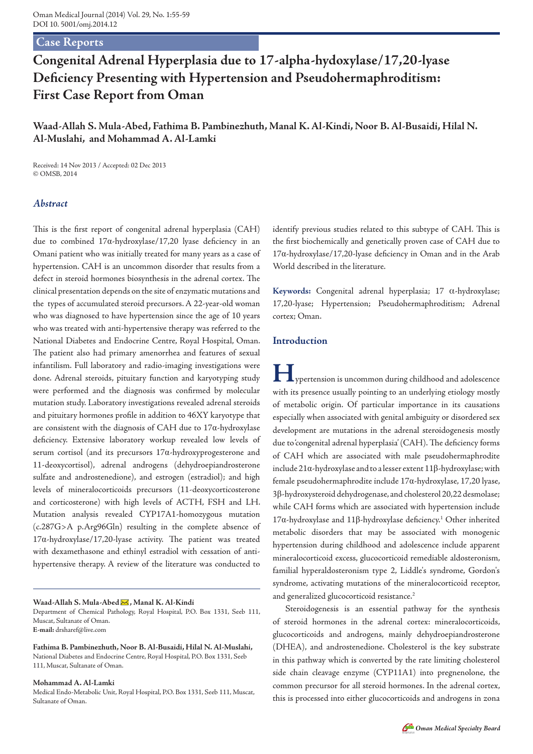## Case Reports

# Congenital Adrenal Hyperplasia due to 17-alpha-hydoxylase/17,20-lyase Deficiency Presenting with Hypertension and Pseudohermaphroditism: First Case Report from Oman

**Waad-Allah S. Mula-Abed, Fathima B. Pambinezhuth, Manal K. Al-Kindi, Noor B. Al-Busaidi, Hilal N. Al-Muslahi, and Mohammad A. Al-Lamki**

Received: 14 Nov 2013 / Accepted: 02 Dec 2013
© OMSB, 2014

### *Abstract*

This is the first report of congenital adrenal hyperplasia (CAH) due to combined 17α-hydroxylase/17,20 lyase deficiency in an Omani patient who was initially treated for many years as a case of hypertension. CAH is an uncommon disorder that results from a defect in steroid hormones biosynthesis in the adrenal cortex. The clinical presentation depends on the site of enzymatic mutations and the types of accumulated steroid precursors. A 22-year-old woman who was diagnosed to have hypertension since the age of 10 years who was treated with anti-hypertensive therapy was referred to the National Diabetes and Endocrine Centre, Royal Hospital, Oman. The patient also had primary amenorrhea and features of sexual infantilism. Full laboratory and radio-imaging investigations were done. Adrenal steroids, pituitary function and karyotyping study were performed and the diagnosis was confirmed by molecular mutation study. Laboratory investigations revealed adrenal steroids and pituitary hormones profile in addition to 46XY karyotype that are consistent with the diagnosis of CAH due to 17α-hydroxylase deficiency. Extensive laboratory workup revealed low levels of serum cortisol (and its precursors 17α-hydroxyprogesterone and 11-deoxycortisol), adrenal androgens (dehydroepiandrosterone sulfate and androstenedione), and estrogen (estradiol); and high levels of mineralocorticoids precursors (11-deoxycorticosterone and corticosterone) with high levels of ACTH, FSH and LH. Mutation analysis revealed CYP17A1-homozygous mutation (c.287G>A p.Arg96Gln) resulting in the complete absence of 17α-hydroxylase/17,20-lyase activity. The patient was treated with dexamethasone and ethinyl estradiol with cessation of anti-hypertensive therapy. A review of the literature was conducted to identify previous studies related to this subtype of CAH. This is the first biochemically and genetically proven case of CAH due to 17α-hydroxylase/17,20-lyase deficiency in Oman and in the Arab World described in the literature.

**Keywords:** Congenital adrenal hyperplasia; 17 α-hydroxylase; 17,20-lyase; Hypertension; Pseudohermaphroditism; Adrenal cortex; Oman.

**Waad-Allah S. Mula-Abed, Manal K. Al-Kindi**
Department of Chemical Pathology, Royal Hospital, P.O. Box 1331, Seeb 111, Muscat, Sultanate of Oman.
**E-mail:** drsharef@live.com

**Fathima B. Pambinezhuth, Noor B. Al-Busaidi, Hilal N. Al-Muslahi,**
National Diabetes and Endocrine Centre, Royal Hospital, P.O. Box 1331, Seeb 111, Muscat, Sultanate of Oman.

**Mohammad A. Al-Lamki**
Medical Endo-Metabolic Unit, Royal Hospital, P.O. Box 1331, Seeb 111, Muscat, Sultanate of Oman.

## Introduction

Hypertension is uncommon during childhood and adolescence with its presence usually pointing to an underlying etiology mostly of metabolic origin. Of particular importance in its causations especially when associated with genital ambiguity or disordered sex development are mutations in the adrenal steroidogenesis mostly due to 'congenital adrenal hyperplasia' (CAH). The deficiency forms of CAH which are associated with male pseudohermaphrodite include 21α-hydroxylase and to a lesser extent 11β-hydroxylase; with female pseudohermaphrodite include 17α-hydroxylase, 17,20 lyase, 3β-hydroxysteroid dehydrogenase, and cholesterol 20,22 desmolase; while CAH forms which are associated with hypertension include 17α-hydroxylase and 11β-hydroxylase deficiency.[1] Other inherited metabolic disorders that may be associated with monogenic hypertension during childhood and adolescence include apparent mineralocorticoid excess, glucocorticoid remediable aldosteronism, familial hyperaldosteronism type 2, Liddle's syndrome, Gordon's syndrome, activating mutations of the mineralocorticoid receptor, and generalized glucocorticoid resistance.[2]

Steroidogenesis is an essential pathway for the synthesis of steroid hormones in the adrenal cortex: mineralocorticoids, glucocorticoids and androgens, mainly dehydroepiandrosterone (DHEA), and androstenedione. Cholesterol is the key substrate in this pathway which is converted by the rate limiting cholesterol side chain cleavage enzyme (CYP11A1) into pregnenolone, the common precursor for all steroid hormones. In the adrenal cortex, this is processed into either glucocorticoids and androgens in zona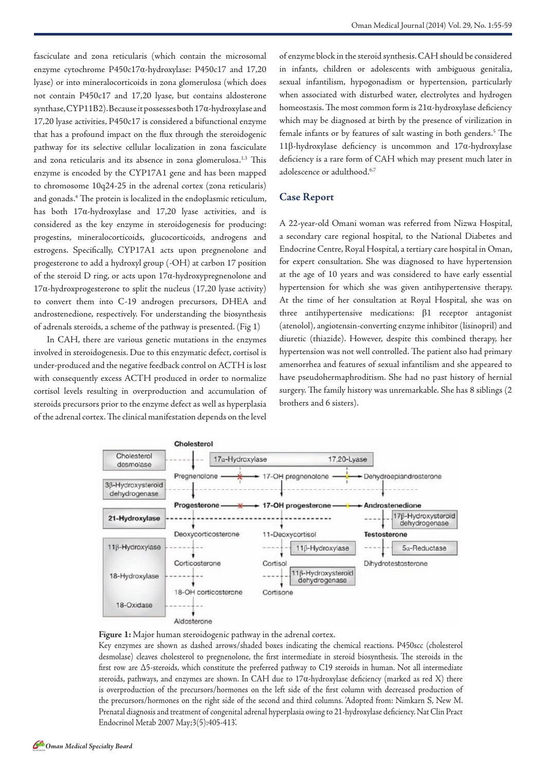fasciculate and zona reticularis (which contain the microsomal enzyme cytochrome P450c17α-hydroxylase: P450c17 and 17,20 lyase) or into mineralocorticoids in zona glomerulosa (which does not contain P450c17 and 17,20 lyase, but contains aldosterone synthase, CYP11B2). Because it possesses both 17α-hydroxylase and 17,20 lyase activities, P450c17 is considered a bifunctional enzyme that has a profound impact on the flux through the steroidogenic pathway for its selective cellular localization in zona fasciculate and zona reticularis and its absence in zona glomerulosa.[1,3] This enzyme is encoded by the CYP17A1 gene and has been mapped to chromosome 10q24-25 in the adrenal cortex (zona reticularis) and gonads.[4] The protein is localized in the endoplasmic reticulum, has both 17α-hydroxylase and 17,20 lyase activities, and is considered as the key enzyme in steroidogenesis for producing: progestins, mineralocorticoids, glucocorticoids, androgens and estrogens. Specifically, CYP17A1 acts upon pregnenolone and progesterone to add a hydroxyl group (-OH) at carbon 17 position of the steroid D ring, or acts upon 17α-hydroxypregnenolone and 17α-hydroxprogesterone to split the nucleus (17,20 lyase activity) to convert them into C-19 androgen precursors, DHEA and androstenedione, respectively. For understanding the biosynthesis of adrenals steroids, a scheme of the pathway is presented. (Fig 1)

In CAH, there are various genetic mutations in the enzymes involved in steroidogenesis. Due to this enzymatic defect, cortisol is under-produced and the negative feedback control on ACTH is lost with consequently excess ACTH produced in order to normalize cortisol levels resulting in overproduction and accumulation of steroids precursors prior to the enzyme defect as well as hyperplasia of the adrenal cortex. The clinical manifestation depends on the level of enzyme block in the steroid synthesis. CAH should be considered in infants, children or adolescents with ambiguous genitalia, sexual infantilism, hypogonadism or hypertension, particularly when associated with disturbed water, electrolytes and hydrogen homeostasis. The most common form is 21α-hydroxylase deficiency which may be diagnosed at birth by the presence of virilization in female infants or by features of salt wasting in both genders.[5] The 11β-hydroxylase deficiency is uncommon and 17α-hydroxylase deficiency is a rare form of CAH which may present much later in adolescence or adulthood.[6,7]

## Case Report

A 22-year-old Omani woman was referred from Nizwa Hospital, a secondary care regional hospital, to the National Diabetes and Endocrine Centre, Royal Hospital, a tertiary care hospital in Oman, for expert consultation. She was diagnosed to have hypertension at the age of 10 years and was considered to have early essential hypertension for which she was given antihypertensive therapy. At the time of her consultation at Royal Hospital, she was on three antihypertensive medications: β1 receptor antagonist (atenolol), angiotensin-converting enzyme inhibitor (lisinopril) and diuretic (thiazide). However, despite this combined therapy, her hypertension was not well controlled. The patient also had primary amenorrhea and features of sexual infantilism and she appeared to have pseudohermaphroditism. She had no past history of hernial surgery. The family history was unremarkable. She has 8 siblings (2 brothers and 6 sisters).

**Figure 1:** Major human steroidogenic pathway in the adrenal cortex.
Key enzymes are shown as dashed arrows/shaded boxes indicating the chemical reactions. P450scc (cholesterol desmolase) cleaves cholesterol to pregnenolone, the first intermediate in steroid biosynthesis. The steroids in the first row are Δ5-steroids, which constitute the preferred pathway to C19 steroids in human. Not all intermediate steroids, pathways, and enzymes are shown. In CAH due to 17α-hydroxylase deficiency (marked as red X) there is overproduction of the precursors/hormones on the left side of the first column with decreased production of the precursors/hormones on the right side of the second and third columns. 'Adopted from: Nimkarn S, New M. Prenatal diagnosis and treatment of congenital adrenal hyperplasia owing to 21-hydroxylase deficiency. Nat Clin Pract Endocrinol Metab 2007 May;3(5):405-413'.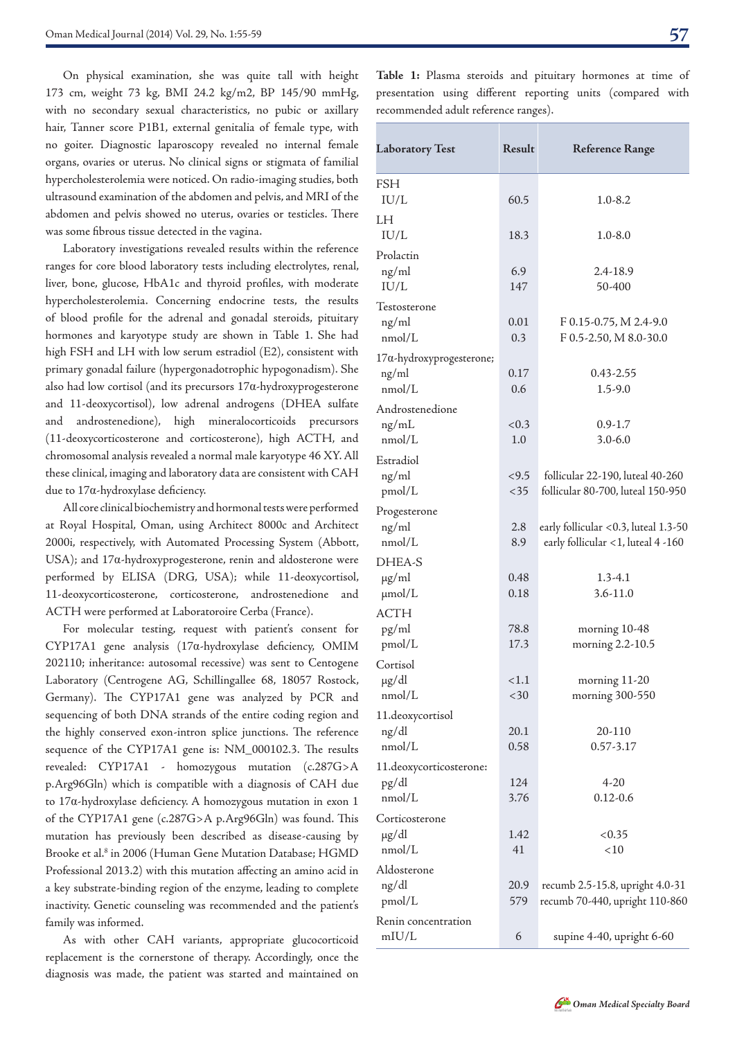On physical examination, she was quite tall with height 173 cm, weight 73 kg, BMI 24.2 kg/m2, BP 145/90 mmHg, with no secondary sexual characteristics, no pubic or axillary hair, Tanner score P1B1, external genitalia of female type, with no goiter. Diagnostic laparoscopy revealed no internal female organs, ovaries or uterus. No clinical signs or stigmata of familial hypercholesterolemia were noticed. On radio-imaging studies, both ultrasound examination of the abdomen and pelvis, and MRI of the abdomen and pelvis showed no uterus, ovaries or testicles. There was some fibrous tissue detected in the vagina.

Laboratory investigations revealed results within the reference ranges for core blood laboratory tests including electrolytes, renal, liver, bone, glucose, HbA1c and thyroid profiles, with moderate hypercholesterolemia. Concerning endocrine tests, the results of blood profile for the adrenal and gonadal steroids, pituitary hormones and karyotype study are shown in Table 1. She had high FSH and LH with low serum estradiol (E2), consistent with primary gonadal failure (hypergonadotrophic hypogonadism). She also had low cortisol (and its precursors 17α-hydroxyprogesterone and 11-deoxycortisol), low adrenal androgens (DHEA sulfate and androstenedione), high mineralocorticoids precursors (11-deoxycorticosterone and corticosterone), high ACTH, and chromosomal analysis revealed a normal male karyotype 46 XY. All these clinical, imaging and laboratory data are consistent with CAH due to 17α-hydroxylase deficiency.

All core clinical biochemistry and hormonal tests were performed at Royal Hospital, Oman, using Architect 8000c and Architect 2000i, respectively, with Automated Processing System (Abbott, USA); and 17α-hydroxyprogesterone, renin and aldosterone were performed by ELISA (DRG, USA); while 11-deoxycortisol, 11-deoxycorticosterone, corticosterone, androstenedione and ACTH were performed at Laboratoroire Cerba (France).

For molecular testing, request with patient's consent for CYP17A1 gene analysis (17α-hydroxylase deficiency, OMIM 202110; inheritance: autosomal recessive) was sent to Centogene Laboratory (Centrogene AG, Schillingallee 68, 18057 Rostock, Germany). The CYP17A1 gene was analyzed by PCR and sequencing of both DNA strands of the entire coding region and the highly conserved exon-intron splice junctions. The reference sequence of the CYP17A1 gene is: NM_000102.3. The results revealed: CYP17A1 - homozygous mutation (c.287G>A p.Arg96Gln) which is compatible with a diagnosis of CAH due to 17α-hydroxylase deficiency. A homozygous mutation in exon 1 of the CYP17A1 gene (c.287G>A p.Arg96Gln) was found. This mutation has previously been described as disease-causing by Brooke et al.[8] in 2006 (Human Gene Mutation Database; HGMD Professional 2013.2) with this mutation affecting an amino acid in a key substrate-binding region of the enzyme, leading to complete inactivity. Genetic counseling was recommended and the patient's family was informed.

As with other CAH variants, appropriate glucocorticoid replacement is the cornerstone of therapy. Accordingly, once the diagnosis was made, the patient was started and maintained on

**Table 1:** Plasma steroids and pituitary hormones at time of presentation using different reporting units (compared with recommended adult reference ranges).

| Laboratory Test | Result | Reference Range |
|---|---|---|
| **FSH** | | |
| IU/L | 60.5 | 1.0-8.2 |
| **LH** | | |
| IU/L | 18.3 | 1.0-8.0 |
| **Prolactin** | | |
| ng/ml | 6.9 | 2.4-18.9 |
| IU/L | 147 | 50-400 |
| **Testosterone** | | |
| ng/ml | 0.01 | F 0.15-0.75, M 2.4-9.0 |
| nmol/L | 0.3 | F 0.5-2.50, M 8.0-30.0 |
| **17α-hydroxyprogesterone;** | | |
| ng/ml | 0.17 | 0.43-2.55 |
| nmol/L | 0.6 | 1.5-9.0 |
| **Androstenedione** | | |
| ng/mL | <0.3 | 0.9-1.7 |
| nmol/L | 1.0 | 3.0-6.0 |
| **Estradiol** | | |
| ng/ml | <9.5 | follicular 22-190, luteal 40-260 |
| pmol/L | <35 | follicular 80-700, luteal 150-950 |
| **Progesterone** | | |
| ng/ml | 2.8 | early follicular <0.3, luteal 1.3-50 |
| nmol/L | 8.9 | early follicular <1, luteal 4 -160 |
| **DHEA-S** | | |
| μg/ml | 0.48 | 1.3-4.1 |
| μmol/L | 0.18 | 3.6-11.0 |
| **ACTH** | | |
| pg/ml | 78.8 | morning 10-48 |
| pmol/L | 17.3 | morning 2.2-10.5 |
| **Cortisol** | | |
| μg/dl | <1.1 | morning 11-20 |
| nmol/L | <30 | morning 300-550 |
| **11.deoxycortisol** | | |
| ng/dl | 20.1 | 20-110 |
| nmol/L | 0.58 | 0.57-3.17 |
| **11.deoxycorticosterone:** | | |
| pg/dl | 124 | 4-20 |
| nmol/L | 3.76 | 0.12-0.6 |
| **Corticosterone** | | |
| μg/dl | 1.42 | <0.35 |
| nmol/L | 41 | <10 |
| **Aldosterone** | | |
| ng/dl | 20.9 | recumb 2.5-15.8, upright 4.0-31 |
| pmol/L | 579 | recumb 70-440, upright 110-860 |
| **Renin concentration** | | |
| mIU/L | 6 | supine 4-40, upright 6-60 |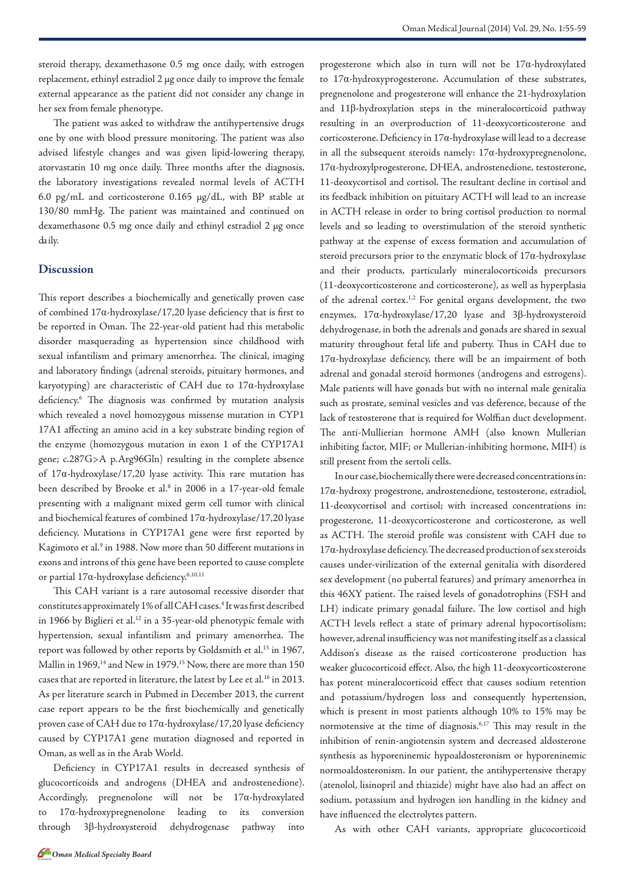steroid therapy, dexamethasone 0.5 mg once daily, with estrogen replacement, ethinyl estradiol 2 µg once daily to improve the female external appearance as the patient did not consider any change in her sex from female phenotype.

The patient was asked to withdraw the antihypertensive drugs one by one with blood pressure monitoring. The patient was also advised lifestyle changes and was given lipid-lowering therapy, atorvastatin 10 mg once daily. Three months after the diagnosis, the laboratory investigations revealed normal levels of ACTH 6.0 pg/mL and corticosterone 0.165 µg/dL, with BP stable at 130/80 mmHg. The patient was maintained and continued on dexamethasone 0.5 mg once daily and ethinyl estradiol 2 µg once daily.

## Discussion

This report describes a biochemically and genetically proven case of combined 17α-hydroxylase/17,20 lyase deficiency that is first to be reported in Oman. The 22-year-old patient had this metabolic disorder masquerading as hypertension since childhood with sexual infantilism and primary amenorrhea. The clinical, imaging and laboratory findings (adrenal steroids, pituitary hormones, and karyotyping) are characteristic of CAH due to 17α-hydroxylase deficiency.[6] The diagnosis was confirmed by mutation analysis which revealed a novel homozygous missense mutation in CYP1 17A1 affecting an amino acid in a key substrate binding region of the enzyme (homozygous mutation in exon 1 of the CYP17A1 gene; c.287G>A p.Arg96Gln) resulting in the complete absence of 17α-hydroxylase/17,20 lyase activity. This rare mutation has been described by Brooke et al.[8] in 2006 in a 17-year-old female presenting with a malignant mixed germ cell tumor with clinical and biochemical features of combined 17α-hydroxylase/17,20 lyase deficiency. Mutations in CYP17A1 gene were first reported by Kagimoto et al.[9] in 1988. Now more than 50 different mutations in exons and introns of this gene have been reported to cause complete or partial 17α-hydroxylase deficiency.[6,10,11]

This CAH variant is a rare autosomal recessive disorder that constitutes approximately 1% of all CAH cases.[4] It was first described in 1966 by Biglieri et al.[12] in a 35-year-old phenotypic female with hypertension, sexual infantilism and primary amenorrhea. The report was followed by other reports by Goldsmith et al.[13] in 1967, Mallin in 1969,[14] and New in 1979.[15] Now, there are more than 150 cases that are reported in literature, the latest by Lee et al.[16] in 2013. As per literature search in Pubmed in December 2013, the current case report appears to be the first biochemically and genetically proven case of CAH due to 17α-hydroxylase/17,20 lyase deficiency caused by CYP17A1 gene mutation diagnosed and reported in Oman, as well as in the Arab World.

Deficiency in CYP17A1 results in decreased synthesis of glucocorticoids and androgens (DHEA and androstenedione). Accordingly, pregnenolone will not be 17α-hydroxylated to 17α-hydroxypregnenolone leading to its conversion through 3β-hydroxysteroid dehydrogenase pathway into progesterone which also in turn will not be 17α-hydroxylated to 17α-hydroxyprogesterone. Accumulation of these substrates, pregnenolone and progesterone will enhance the 21-hydroxylation and 11β-hydroxylation steps in the mineralocorticoid pathway resulting in an overproduction of 11-deoxycorticosterone and corticosterone. Deficiency in 17α-hydroxylase will lead to a decrease in all the subsequent steroids namely: 17α-hydroxypregnenolone, 17α-hydroxylprogesterone, DHEA, androstenedione, testosterone, 11-deoxycortisol and cortisol. The resultant decline in cortisol and its feedback inhibition on pituitary ACTH will lead to an increase in ACTH release in order to bring cortisol production to normal levels and so leading to overstimulation of the steroid synthetic pathway at the expense of excess formation and accumulation of steroid precursors prior to the enzymatic block of 17α-hydroxylase and their products, particularly mineralocorticoids precursors (11-deoxycorticosterone and corticosterone), as well as hyperplasia of the adrenal cortex.[1,2] For genital organs development, the two enzymes, 17α-hydroxylase/17,20 lyase and 3β-hydroxysteroid dehydrogenase, in both the adrenals and gonads are shared in sexual maturity throughout fetal life and puberty. Thus in CAH due to 17α-hydroxylase deficiency, there will be an impairment of both adrenal and gonadal steroid hormones (androgens and estrogens). Male patients will have gonads but with no internal male genitalia such as prostate, seminal vesicles and vas deference, because of the lack of testosterone that is required for Wolffian duct development. The anti-Mullerian hormone AMH (also known Mullerian inhibiting factor, MIF; or Mullerian-inhibiting hormone, MIH) is still present from the sertoli cells.

In our case, biochemically there were decreased concentrations in: 17α-hydroxy progestrone, androstenedione, testosterone, estradiol, 11-deoxycortisol and cortisol; with increased concentrations in: progesterone, 11-deoxycorticosterone and corticosterone, as well as ACTH. The steroid profile was consistent with CAH due to 17α-hydroxylase deficiency. The decreased production of sex steroids causes under-virilization of the external genitalia with disordered sex development (no pubertal features) and primary amenorrhea in this 46XY patient. The raised levels of gonadotrophins (FSH and LH) indicate primary gonadal failure. The low cortisol and high ACTH levels reflect a state of primary adrenal hypocortisolism; however, adrenal insufficiency was not manifesting itself as a classical Addison's disease as the raised corticosterone production has weaker glucocorticoid effect. Also, the high 11-deoxycorticosterone has potent mineralocorticoid effect that causes sodium retention and potassium/hydrogen loss and consequently hypertension, which is present in most patients although 10% to 15% may be normotensive at the time of diagnosis.[6,17] This may result in the inhibition of renin-angiotensin system and decreased aldosterone synthesis as hyporeninemic hypoaldosteronism or hyporeninemic normoaldosteronism. In our patient, the antihypertensive therapy (atenolol, lisinopril and thiazide) might have also had an affect on sodium, potassium and hydrogen ion handling in the kidney and have influenced the electrolytes pattern.

As with other CAH variants, appropriate glucocorticoid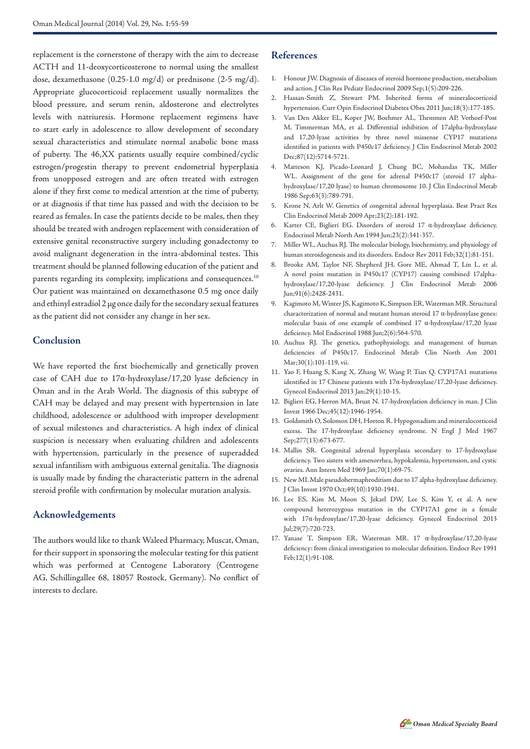replacement is the cornerstone of therapy with the aim to decrease ACTH and 11-deoxycorticosterone to normal using the smallest dose, dexamethasone (0.25-1.0 mg/d) or prednisone (2-5 mg/d). Appropriate glucocorticoid replacement usually normalizes the blood pressure, and serum renin, aldosterone and electrolytes levels with natriuresis. Hormone replacement regimens have to start early in adolescence to allow development of secondary sexual characteristics and stimulate normal anabolic bone mass of puberty. The 46,XX patients usually require combined/cyclic estrogen/progestin therapy to prevent endometrial hyperplasia from unopposed estrogen and are often treated with estrogen alone if they first come to medical attention at the time of puberty, or at diagnosis if that time has passed and with the decision to be reared as females. In case the patients decide to be males, then they should be treated with androgen replacement with consideration of extensive genital reconstructive surgery including gonadectomy to avoid malignant degeneration in the intra-abdominal testes. This treatment should be planned following education of the patient and parents regarding its complexity, implications and consequences.[10] Our patient was maintained on dexamethasone 0.5 mg once daily and ethinyl estradiol 2 μg once daily for the secondary sexual features as the patient did not consider any change in her sex.

## Conclusion

We have reported the first biochemically and genetically proven case of CAH due to 17α-hydroxylase/17,20 lyase deficiency in Oman and in the Arab World. The diagnosis of this subtype of CAH may be delayed and may present with hypertension in late childhood, adolescence or adulthood with improper development of sexual milestones and characteristics. A high index of clinical suspicion is necessary when evaluating children and adolescents with hypertension, particularly in the presence of superadded sexual infantilism with ambiguous external genitalia. The diagnosis is usually made by finding the characteristic pattern in the adrenal steroid profile with confirmation by molecular mutation analysis.

## Acknowledgements

The authors would like to thank Waleed Pharmacy, Muscat, Oman, for their support in sponsoring the molecular testing for this patient which was performed at Centogene Laboratory (Centrogene AG, Schillingallee 68, 18057 Rostock, Germany). No conflict of interests to declare.

## References

1. Honour JW. Diagnosis of diseases of steroid hormone production, metabolism and action. J Clin Res Pediatr Endocrinol 2009 Sep;1(5):209-226.
2. Hassan-Smith Z, Stewart PM. Inherited forms of mineralocorticoid hypertension. Curr Opin Endocrinol Diabetes Obes 2011 Jun;18(3):177-185.
3. Van Den Akker EL, Koper JW, Boehmer AL, Themmen AP, Verhoef-Post M, Timmerman MA, et al. Differential inhibition of 17alpha-hydroxylase and 17,20-lyase activities by three novel missense CYP17 mutations identified in patients with P450c17 deficiency. J Clin Endocrinol Metab 2002 Dec;87(12):5714-5721.
4. Matteson KJ, Picado-Leonard J, Chung BC, Mohandas TK, Miller WL. Assignment of the gene for adrenal P450c17 (steroid 17 alpha-hydroxylase/17,20 lyase) to human chromosome 10. J Clin Endocrinol Metab 1986 Sep;63(3):789-791.
5. Krone N, Arlt W. Genetics of congenital adrenal hyperplasia. Best Pract Res Clin Endocrinol Metab 2009 Apr;23(2):181-192.
6. Karter CE, Biglieri EG. Disorders of steroid 17 α-hydroxylase deficiency. Endocrinol Metab North Am 1994 Jun;23(2):341-357.
7. Miller WL, Auchus RJ. The molecular biology, biochemistry, and physiology of human steroidogenesis and its disorders. Endocr Rev 2011 Feb;32(1):81-151.
8. Brooke AM, Taylor NF, Shepherd JH, Gore ME, Ahmad T, Lin L, et al. A novel point mutation in P450c17 (CYP17) causing combined 17alpha-hydroxylase/17,20-lyase deficiency. J Clin Endocrinol Metab 2006 Jun;91(6):2428-2431.
9. Kagimoto M, Winter JS, Kagimoto K, Simpson ER, Waterman MR. Structural characterization of normal and mutant human steroid 17 α-hydroxylase genes: molecular basis of one example of combined 17 α-hydroxylase/17,20 lyase deficiency. Mol Endocrinol 1988 Jun;2(6):564-570.
10. Auchus RJ. The genetics, pathophysiology, and management of human deficiencies of P450c17. Endocrinol Metab Clin North Am 2001 Mar;30(1):101-119, vii.
11. Yao F, Huang S, Kang X, Zhang W, Wang P, Tian Q. CYP17A1 mutations identified in 17 Chinese patients with 17α-hydroxylase/17,20-lyase deficiency. Gynecol Endocrinol 2013 Jan;29(1):10-15.
12. Biglieri EG, Herron MA, Brust N. 17-hydroxylation deficiency in man. J Clin Invest 1966 Dec;45(12):1946-1954.
13. Goldsmith O, Solomon DH, Horton R. Hypogonadism and mineralocorticoid excess. The 17-hydroxylase deficiency syndrome. N Engl J Med 1967 Sep;277(13):673-677.
14. Mallin SR. Congenital adrenal hyperplasia secondary to 17-hydroxylase deficiency. Two sisters with amenorrhea, hypokalemia, hypertension, and cystic ovaries. Ann Intern Med 1969 Jan;70(1):69-75.
15. New MI. Male pseudohermaphroditism due to 17 alpha-hydroxylase deficiency. J Clin Invest 1970 Oct;49(10):1930-1941.
16. Lee ES, Kim M, Moon S, Jekarl DW, Lee S, Kim Y, et al. A new compound heterozygous mutation in the CYP17A1 gene in a female with 17α-hydroxylase/17,20-lyase deficiency. Gynecol Endocrinol 2013 Jul;29(7):720-723.
17. Yanase T, Simpson ER, Waterman MR. 17 α-hydroxylase/17,20-lyase deficiency: from clinical investigation to molecular definition. Endocr Rev 1991 Feb;12(1):91-108.